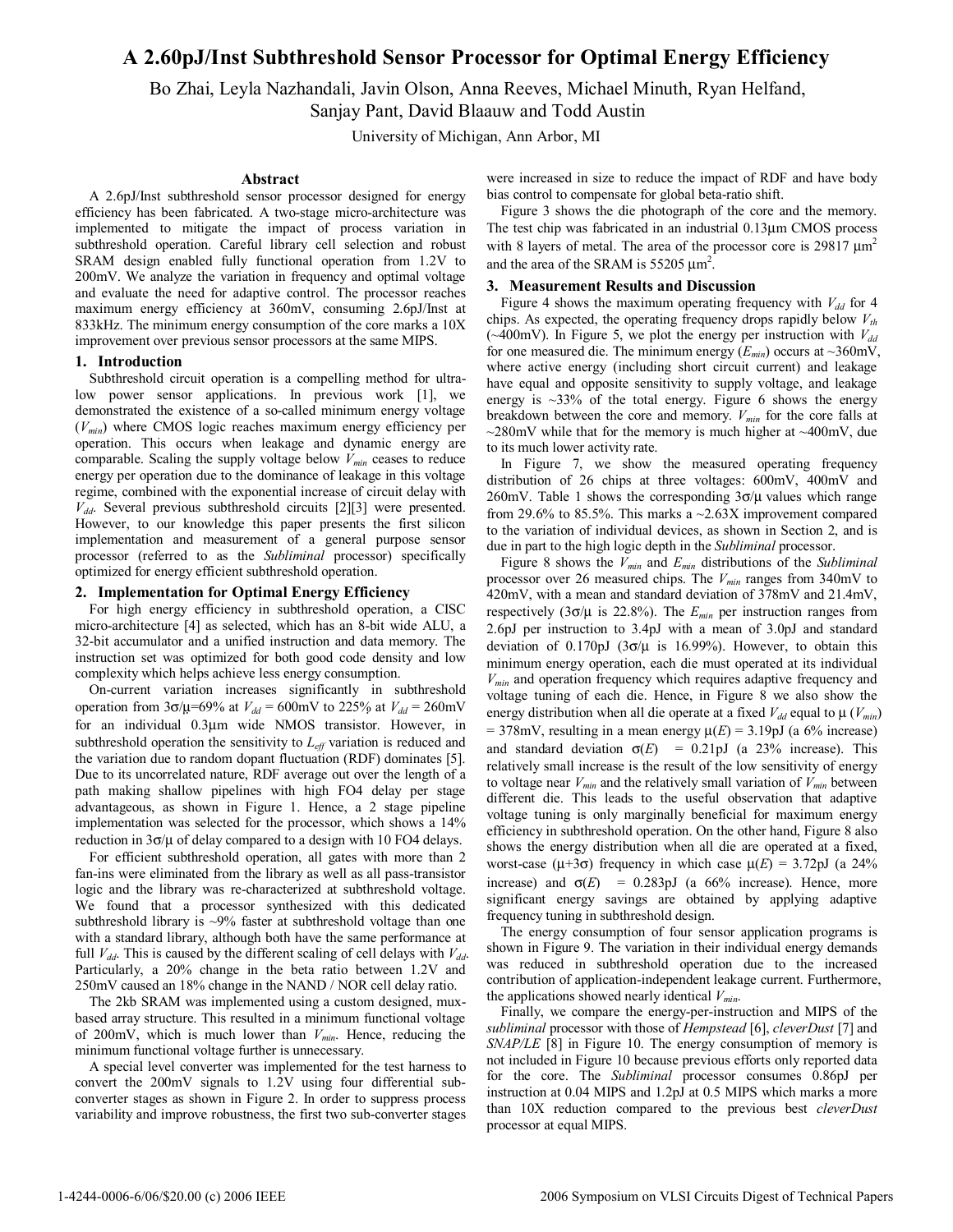# A 2.60pJ/Inst Subthreshold Sensor Processor for Optimal Energy Efficiency

Bo Zhai, Leyla Nazhandali, Javin Olson, Anna Reeves, Michael Minuth, Ryan Helfand, Sanjay Pant, David Blaauw and Todd Austin

University of Michigan, Ann Arbor, MI

## Abstract

A 2.6pJ/Inst subthreshold sensor processor designed for energy efficiency has been fabricated. A two-stage micro-architecture was implemented to mitigate the impact of process variation in subthreshold operation. Careful library cell selection and robust SRAM design enabled fully functional operation from 1.2V to 200mV. We analyze the variation in frequency and optimal voltage and evaluate the need for adaptive control. The processor reaches maximum energy efficiency at 360mV, consuming 2.6pJ/Inst at 833kHz. The minimum energy consumption of the core marks a 10X improvement over previous sensor processors at the same MIPS.

## 1. Introduction

Subthreshold circuit operation is a compelling method for ultra-low power sensor applications. In previous work [1], we demonstrated the existence of a so-called minimum energy voltage ($V_{min}$) where CMOS logic reaches maximum energy efficiency per operation. This occurs when leakage and dynamic energy are comparable. Scaling the supply voltage below $V_{min}$ ceases to reduce energy per operation due to the dominance of leakage in this voltage regime, combined with the exponential increase of circuit delay with $V_{dd}$. Several previous subthreshold circuits [2][3] were presented. However, to our knowledge this paper presents the first silicon implementation and measurement of a general purpose sensor processor (referred to as the *Subliminal* processor) specifically optimized for energy efficient subthreshold operation.

## 2. Implementation for Optimal Energy Efficiency

For high energy efficiency in subthreshold operation, a CISC micro-architecture [4] as selected, which has an 8-bit wide ALU, a 32-bit accumulator and a unified instruction and data memory. The instruction set was optimized for both good code density and low complexity which helps achieve less energy consumption.

On-current variation increases significantly in subthreshold operation from $3\sigma/\mu$=69% at $V_{dd}$ = 600mV to 225% at $V_{dd}$ = 260mV for an individual 0.3μm wide NMOS transistor. However, in subthreshold operation the sensitivity to $L_{eff}$ variation is reduced and the variation due to random dopant fluctuation (RDF) dominates [5]. Due to its uncorrelated nature, RDF average out over the length of a path making shallow pipelines with high FO4 delay per stage advantageous, as shown in Figure 1. Hence, a 2 stage pipeline implementation was selected for the processor, which shows a 14% reduction in $3\sigma/\mu$ of delay compared to a design with 10 FO4 delays.

For efficient subthreshold operation, all gates with more than 2 fan-ins were eliminated from the library as well as all pass-transistor logic and the library was re-characterized at subthreshold voltage. We found that a processor synthesized with this dedicated subthreshold library is ~9% faster at subthreshold voltage than one with a standard library, although both have the same performance at full $V_{dd}$. This is caused by the different scaling of cell delays with $V_{dd}$. Particularly, a 20% change in the beta ratio between 1.2V and 250mV caused an 18% change in the NAND / NOR cell delay ratio.

The 2kb SRAM was implemented using a custom designed, mux-based array structure. This resulted in a minimum functional voltage of 200mV, which is much lower than $V_{min}$. Hence, reducing the minimum functional voltage further is unnecessary.

A special level converter was implemented for the test harness to convert the 200mV signals to 1.2V using four differential sub-converter stages as shown in Figure 2. In order to suppress process variability and improve robustness, the first two sub-converter stages were increased in size to reduce the impact of RDF and have body bias control to compensate for global beta-ratio shift.

Figure 3 shows the die photograph of the core and the memory. The test chip was fabricated in an industrial 0.13μm CMOS process with 8 layers of metal. The area of the processor core is 29817 $\mu m^2$ and the area of the SRAM is 55205 $\mu m^2$.

## 3. Measurement Results and Discussion

Figure 4 shows the maximum operating frequency with $V_{dd}$ for 4 chips. As expected, the operating frequency drops rapidly below $V_{th}$ (~400mV). In Figure 5, we plot the energy per instruction with $V_{dd}$ for one measured die. The minimum energy ($E_{min}$) occurs at ~360mV, where active energy (including short circuit current) and leakage have equal and opposite sensitivity to supply voltage, and leakage energy is ~33% of the total energy. Figure 6 shows the energy breakdown between the core and memory. $V_{min}$ for the core falls at ~280mV while that for the memory is much higher at ~400mV, due to its much lower activity rate.

In Figure 7, we show the measured operating frequency distribution of 26 chips at three voltages: 600mV, 400mV and 260mV. Table 1 shows the corresponding $3\sigma/\mu$ values which range from 29.6% to 85.5%. This marks a ~2.63X improvement compared to the variation of individual devices, as shown in Section 2, and is due in part to the high logic depth in the *Subliminal* processor.

Figure 8 shows the $V_{min}$ and $E_{min}$ distributions of the *Subliminal* processor over 26 measured chips. The $V_{min}$ ranges from 340mV to 420mV, with a mean and standard deviation of 378mV and 21.4mV, respectively ($3\sigma/\mu$ is 22.8%). The $E_{min}$ per instruction ranges from 2.6pJ per instruction to 3.4pJ with a mean of 3.0pJ and standard deviation of 0.170pJ ($3\sigma/\mu$ is 16.99%). However, to obtain this minimum energy operation, each die must operated at its individual $V_{min}$ and operation frequency which requires adaptive frequency and voltage tuning of each die. Hence, in Figure 8 we also show the energy distribution when all die operate at a fixed $V_{dd}$ equal to $\mu$ ($V_{min}$) = 378mV, resulting in a mean energy $\mu(E)$ = 3.19pJ (a 6% increase) and standard deviation $\sigma(E)$ = 0.21pJ (a 23% increase). This relatively small increase is the result of the low sensitivity of energy to voltage near $V_{min}$ and the relatively small variation of $V_{min}$ between different die. This leads to the useful observation that adaptive voltage tuning is only marginally beneficial for maximum energy efficiency in subthreshold operation. On the other hand, Figure 8 also shows the energy distribution when all die are operated at a fixed, worst-case ($\mu$+$3\sigma$) frequency in which case $\mu(E)$ = 3.72pJ (a 24% increase) and $\sigma(E)$ = 0.283pJ (a 66% increase). Hence, more significant energy savings are obtained by applying adaptive frequency tuning in subthreshold design.

The energy consumption of four sensor application programs is shown in Figure 9. The variation in their individual energy demands was reduced in subthreshold operation due to the increased contribution of application-independent leakage current. Furthermore, the applications showed nearly identical $V_{min}$.

Finally, we compare the energy-per-instruction and MIPS of the *subliminal* processor with those of *Hempstead* [6], *cleverDust* [7] and *SNAP/LE* [8] in Figure 10. The energy consumption of memory is not included in Figure 10 because previous efforts only reported data for the core. The *Subliminal* processor consumes 0.86pJ per instruction at 0.04 MIPS and 1.2pJ at 0.5 MIPS which marks a more than 10X reduction compared to the previous best *cleverDust* processor at equal MIPS.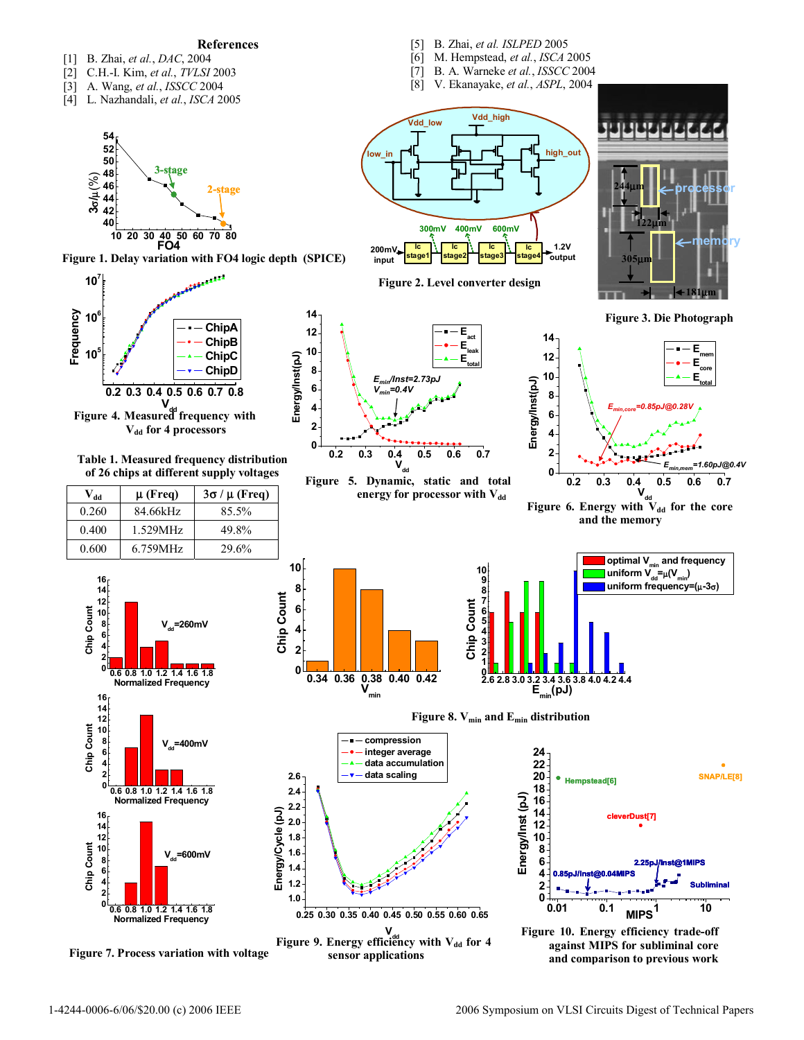## References

[1] B. Zhai, *et al.*, *DAC*, 2004
[2] C.H.-I. Kim, *et al.*, *TVLSI* 2003
[3] A. Wang, *et al.*, *ISSCC* 2004
[4] L. Nazhandali, *et al.*, *ISCA* 2005
[5] B. Zhai, *et al. ISLPED* 2005
[6] M. Hempstead, *et al.*, *ISCA* 2005
[7] B. A. Warneke *et al.*, *ISSCC* 2004
[8] V. Ekanayake, *et al.*, *ASPL*, 2004

**Figure 1. Delay variation with FO4 logic depth (SPICE)**

**Figure 2. Level converter design**

**Figure 3. Die Photograph**

**Figure 4. Measured frequency with $V_{dd}$ for 4 processors**

**Table 1. Measured frequency distribution of 26 chips at different supply voltages**

| $V_{dd}$ | μ (Freq) | 3σ / μ (Freq) |
|---|---|---|
| 0.260 | 84.66kHz | 85.5% |
| 0.400 | 1.529MHz | 49.8% |
| 0.600 | 6.759MHz | 29.6% |

**Figure 5. Dynamic, static and total energy for processor with $V_{dd}$**

**Figure 6. Energy with $V_{dd}$ for the core and the memory**

**Figure 7. Process variation with voltage**

**Figure 8. $V_{min}$ and $E_{min}$ distribution**

**Figure 9. Energy efficiency with $V_{dd}$ for 4 sensor applications**

**Figure 10. Energy efficiency trade-off against MIPS for subliminal core and comparison to previous work**